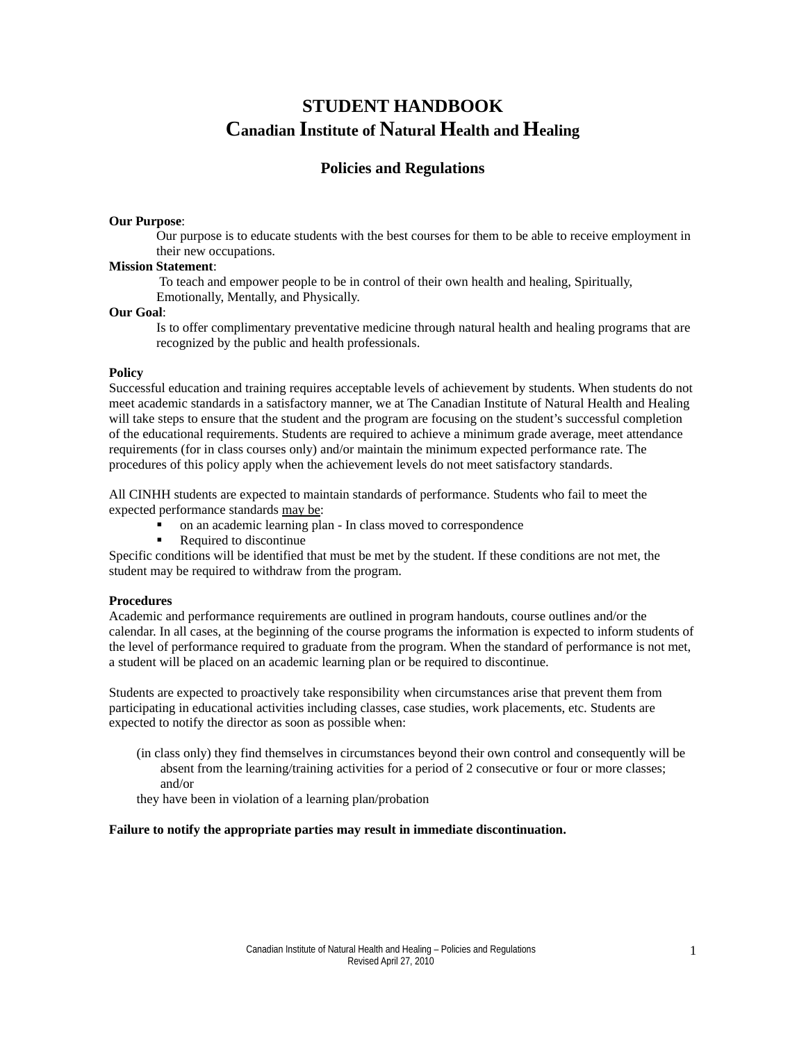# STUDENT HANDBOOK
# Canadian Institute of Natural Health and Healing

## Policies and Regulations

**Our Purpose**:

Our purpose is to educate students with the best courses for them to be able to receive employment in their new occupations.

**Mission Statement**:

To teach and empower people to be in control of their own health and healing, Spiritually, Emotionally, Mentally, and Physically.

**Our Goal**:

Is to offer complimentary preventative medicine through natural health and healing programs that are recognized by the public and health professionals.

**Policy**

Successful education and training requires acceptable levels of achievement by students. When students do not meet academic standards in a satisfactory manner, we at The Canadian Institute of Natural Health and Healing will take steps to ensure that the student and the program are focusing on the student's successful completion of the educational requirements. Students are required to achieve a minimum grade average, meet attendance requirements (for in class courses only) and/or maintain the minimum expected performance rate. The procedures of this policy apply when the achievement levels do not meet satisfactory standards.

All CINHH students are expected to maintain standards of performance. Students who fail to meet the expected performance standards <u>may be</u>:

- on an academic learning plan - In class moved to correspondence
- Required to discontinue

Specific conditions will be identified that must be met by the student. If these conditions are not met, the student may be required to withdraw from the program.

**Procedures**

Academic and performance requirements are outlined in program handouts, course outlines and/or the calendar. In all cases, at the beginning of the course programs the information is expected to inform students of the level of performance required to graduate from the program. When the standard of performance is not met, a student will be placed on an academic learning plan or be required to discontinue.

Students are expected to proactively take responsibility when circumstances arise that prevent them from participating in educational activities including classes, case studies, work placements, etc. Students are expected to notify the director as soon as possible when:

(in class only) they find themselves in circumstances beyond their own control and consequently will be absent from the learning/training activities for a period of 2 consecutive or four or more classes; and/or

they have been in violation of a learning plan/probation

**Failure to notify the appropriate parties may result in immediate discontinuation.**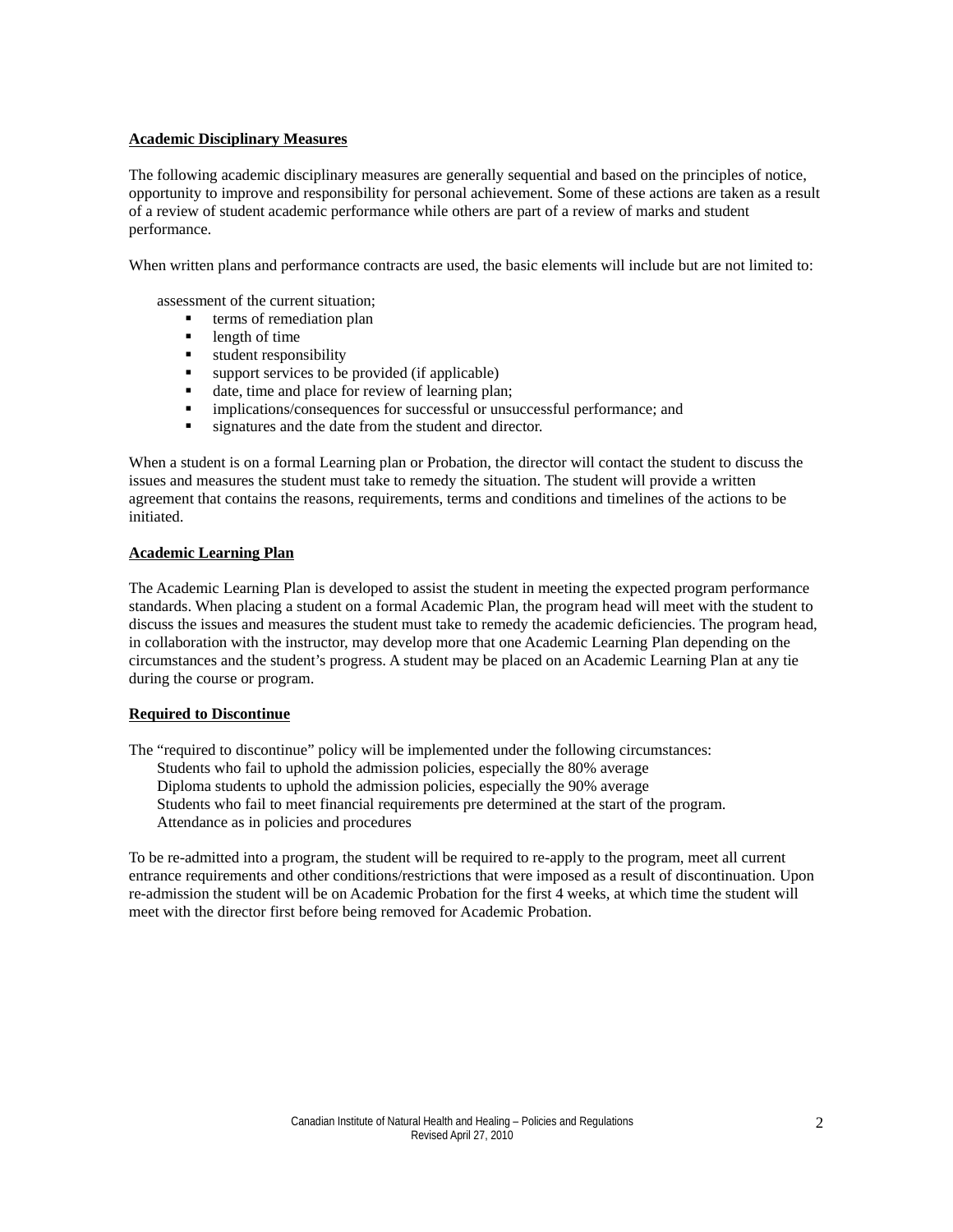**Academic Disciplinary Measures**

The following academic disciplinary measures are generally sequential and based on the principles of notice, opportunity to improve and responsibility for personal achievement. Some of these actions are taken as a result of a review of student academic performance while others are part of a review of marks and student performance.

When written plans and performance contracts are used, the basic elements will include but are not limited to:

assessment of the current situation;

- terms of remediation plan
- length of time
- student responsibility
- support services to be provided (if applicable)
- date, time and place for review of learning plan;
- implications/consequences for successful or unsuccessful performance; and
- signatures and the date from the student and director.

When a student is on a formal Learning plan or Probation, the director will contact the student to discuss the issues and measures the student must take to remedy the situation. The student will provide a written agreement that contains the reasons, requirements, terms and conditions and timelines of the actions to be initiated.

**Academic Learning Plan**

The Academic Learning Plan is developed to assist the student in meeting the expected program performance standards. When placing a student on a formal Academic Plan, the program head will meet with the student to discuss the issues and measures the student must take to remedy the academic deficiencies. The program head, in collaboration with the instructor, may develop more that one Academic Learning Plan depending on the circumstances and the student's progress. A student may be placed on an Academic Learning Plan at any tie during the course or program.

**Required to Discontinue**

The "required to discontinue" policy will be implemented under the following circumstances:

Students who fail to uphold the admission policies, especially the 80% average
Diploma students to uphold the admission policies, especially the 90% average
Students who fail to meet financial requirements pre determined at the start of the program.
Attendance as in policies and procedures

To be re-admitted into a program, the student will be required to re-apply to the program, meet all current entrance requirements and other conditions/restrictions that were imposed as a result of discontinuation. Upon re-admission the student will be on Academic Probation for the first 4 weeks, at which time the student will meet with the director first before being removed for Academic Probation.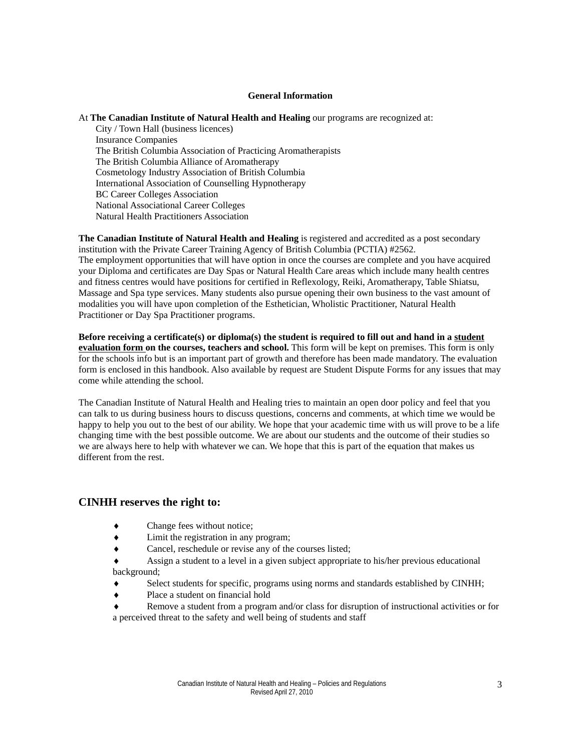**General Information**

At **The Canadian Institute of Natural Health and Healing** our programs are recognized at:

City / Town Hall (business licences)
Insurance Companies
The British Columbia Association of Practicing Aromatherapists
The British Columbia Alliance of Aromatherapy
Cosmetology Industry Association of British Columbia
International Association of Counselling Hypnotherapy
BC Career Colleges Association
National Associational Career Colleges
Natural Health Practitioners Association

**The Canadian Institute of Natural Health and Healing** is registered and accredited as a post secondary institution with the Private Career Training Agency of British Columbia (PCTIA) #2562.
The employment opportunities that will have option in once the courses are complete and you have acquired your Diploma and certificates are Day Spas or Natural Health Care areas which include many health centres and fitness centres would have positions for certified in Reflexology, Reiki, Aromatherapy, Table Shiatsu, Massage and Spa type services. Many students also pursue opening their own business to the vast amount of modalities you will have upon completion of the Esthetician, Wholistic Practitioner, Natural Health Practitioner or Day Spa Practitioner programs.

**Before receiving a certificate(s) or diploma(s) the student is required to fill out and hand in a <u>student evaluation form</u> on the courses, teachers and school.** This form will be kept on premises. This form is only for the schools info but is an important part of growth and therefore has been made mandatory. The evaluation form is enclosed in this handbook. Also available by request are Student Dispute Forms for any issues that may come while attending the school.

The Canadian Institute of Natural Health and Healing tries to maintain an open door policy and feel that you can talk to us during business hours to discuss questions, concerns and comments, at which time we would be happy to help you out to the best of our ability. We hope that your academic time with us will prove to be a life changing time with the best possible outcome. We are about our students and the outcome of their studies so we are always here to help with whatever we can. We hope that this is part of the equation that makes us different from the rest.

## CINHH reserves the right to:

- Change fees without notice;
- Limit the registration in any program;
- Cancel, reschedule or revise any of the courses listed;
- Assign a student to a level in a given subject appropriate to his/her previous educational background;
- Select students for specific, programs using norms and standards established by CINHH;
- Place a student on financial hold
- Remove a student from a program and/or class for disruption of instructional activities or for a perceived threat to the safety and well being of students and staff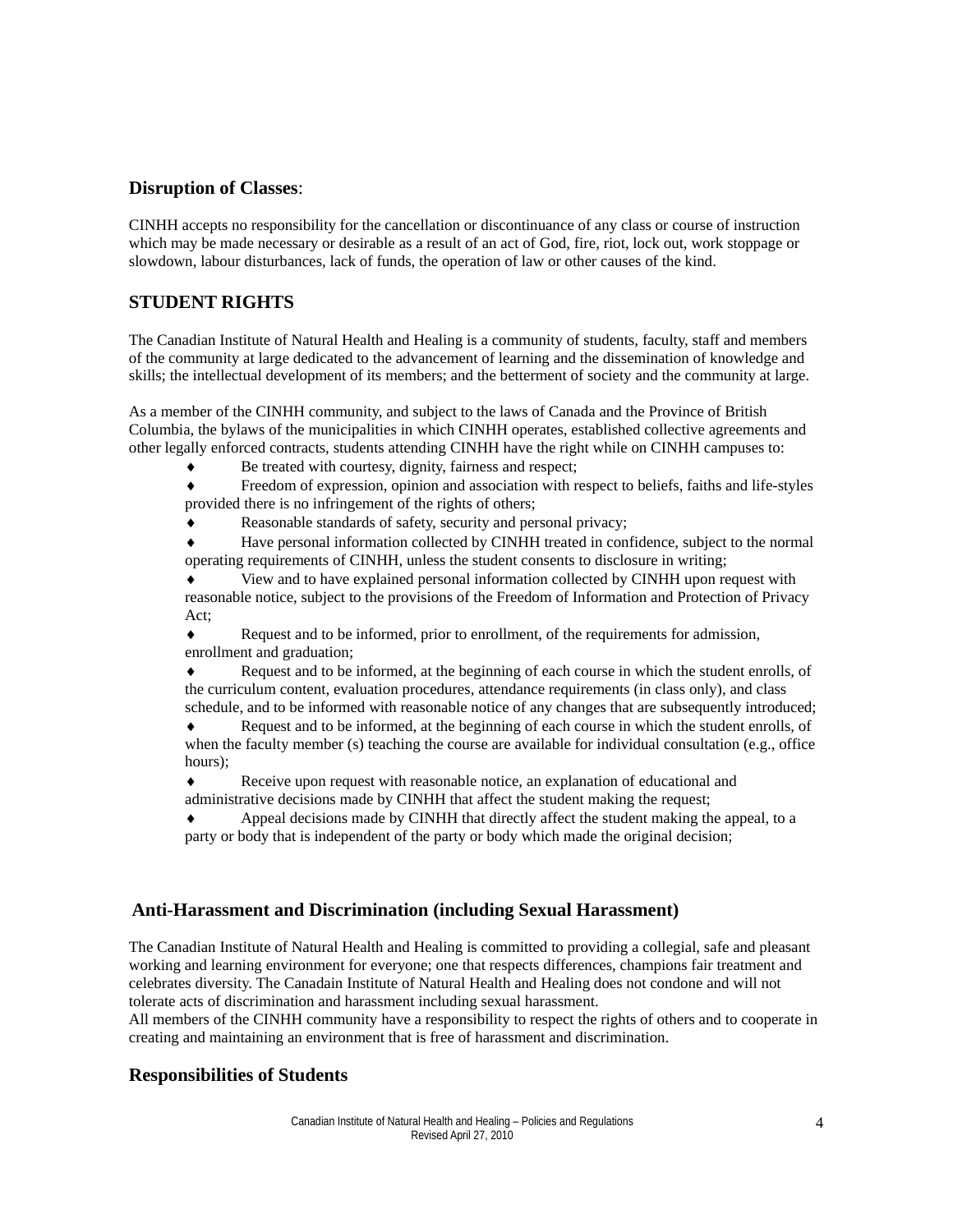## Disruption of Classes:

CINHH accepts no responsibility for the cancellation or discontinuance of any class or course of instruction which may be made necessary or desirable as a result of an act of God, fire, riot, lock out, work stoppage or slowdown, labour disturbances, lack of funds, the operation of law or other causes of the kind.

## STUDENT RIGHTS

The Canadian Institute of Natural Health and Healing is a community of students, faculty, staff and members of the community at large dedicated to the advancement of learning and the dissemination of knowledge and skills; the intellectual development of its members; and the betterment of society and the community at large.

As a member of the CINHH community, and subject to the laws of Canada and the Province of British Columbia, the bylaws of the municipalities in which CINHH operates, established collective agreements and other legally enforced contracts, students attending CINHH have the right while on CINHH campuses to:

- Be treated with courtesy, dignity, fairness and respect;
- Freedom of expression, opinion and association with respect to beliefs, faiths and life-styles provided there is no infringement of the rights of others;
- Reasonable standards of safety, security and personal privacy;
- Have personal information collected by CINHH treated in confidence, subject to the normal operating requirements of CINHH, unless the student consents to disclosure in writing;
- View and to have explained personal information collected by CINHH upon request with reasonable notice, subject to the provisions of the Freedom of Information and Protection of Privacy Act;
- Request and to be informed, prior to enrollment, of the requirements for admission, enrollment and graduation;
- Request and to be informed, at the beginning of each course in which the student enrolls, of the curriculum content, evaluation procedures, attendance requirements (in class only), and class schedule, and to be informed with reasonable notice of any changes that are subsequently introduced;
- Request and to be informed, at the beginning of each course in which the student enrolls, of when the faculty member (s) teaching the course are available for individual consultation (e.g., office hours);
- Receive upon request with reasonable notice, an explanation of educational and administrative decisions made by CINHH that affect the student making the request;
- Appeal decisions made by CINHH that directly affect the student making the appeal, to a party or body that is independent of the party or body which made the original decision;

## Anti-Harassment and Discrimination (including Sexual Harassment)

The Canadian Institute of Natural Health and Healing is committed to providing a collegial, safe and pleasant working and learning environment for everyone; one that respects differences, champions fair treatment and celebrates diversity. The Canadain Institute of Natural Health and Healing does not condone and will not tolerate acts of discrimination and harassment including sexual harassment.
All members of the CINHH community have a responsibility to respect the rights of others and to cooperate in creating and maintaining an environment that is free of harassment and discrimination.

## Responsibilities of Students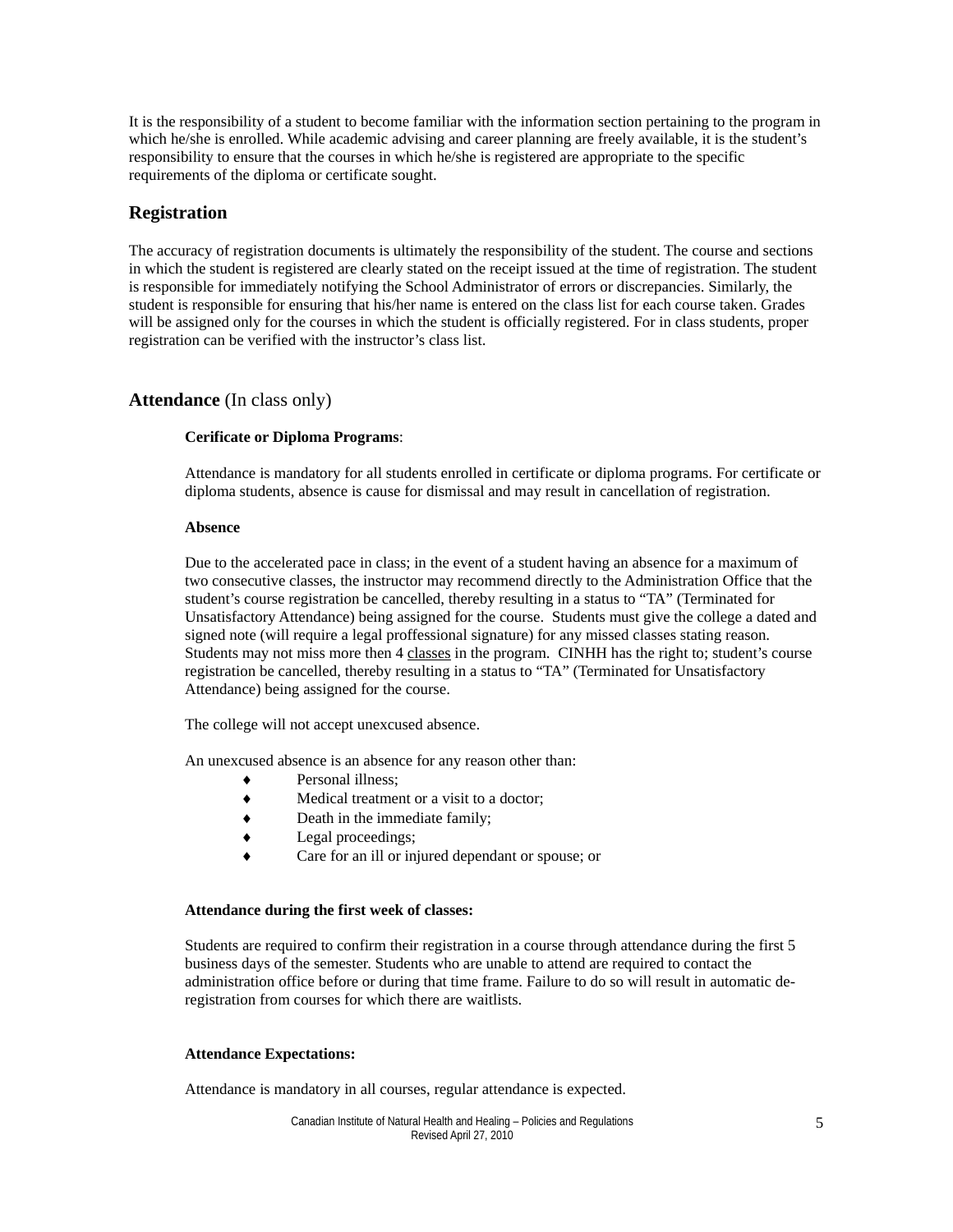It is the responsibility of a student to become familiar with the information section pertaining to the program in which he/she is enrolled. While academic advising and career planning are freely available, it is the student's responsibility to ensure that the courses in which he/she is registered are appropriate to the specific requirements of the diploma or certificate sought.

## Registration

The accuracy of registration documents is ultimately the responsibility of the student. The course and sections in which the student is registered are clearly stated on the receipt issued at the time of registration. The student is responsible for immediately notifying the School Administrator of errors or discrepancies. Similarly, the student is responsible for ensuring that his/her name is entered on the class list for each course taken. Grades will be assigned only for the courses in which the student is officially registered. For in class students, proper registration can be verified with the instructor's class list.

## **Attendance** (In class only)

**Cerificate or Diploma Programs**:

Attendance is mandatory for all students enrolled in certificate or diploma programs. For certificate or diploma students, absence is cause for dismissal and may result in cancellation of registration.

**Absence**

Due to the accelerated pace in class; in the event of a student having an absence for a maximum of two consecutive classes, the instructor may recommend directly to the Administration Office that the student's course registration be cancelled, thereby resulting in a status to "TA" (Terminated for Unsatisfactory Attendance) being assigned for the course. Students must give the college a dated and signed note (will require a legal proffessional signature) for any missed classes stating reason. Students may not miss more then 4 <u>classes</u> in the program. CINHH has the right to; student's course registration be cancelled, thereby resulting in a status to "TA" (Terminated for Unsatisfactory Attendance) being assigned for the course.

The college will not accept unexcused absence.

An unexcused absence is an absence for any reason other than:

- Personal illness;
- Medical treatment or a visit to a doctor;
- Death in the immediate family;
- Legal proceedings;
- Care for an ill or injured dependant or spouse; or

**Attendance during the first week of classes:**

Students are required to confirm their registration in a course through attendance during the first 5 business days of the semester. Students who are unable to attend are required to contact the administration office before or during that time frame. Failure to do so will result in automatic de-registration from courses for which there are waitlists.

**Attendance Expectations:**

Attendance is mandatory in all courses, regular attendance is expected.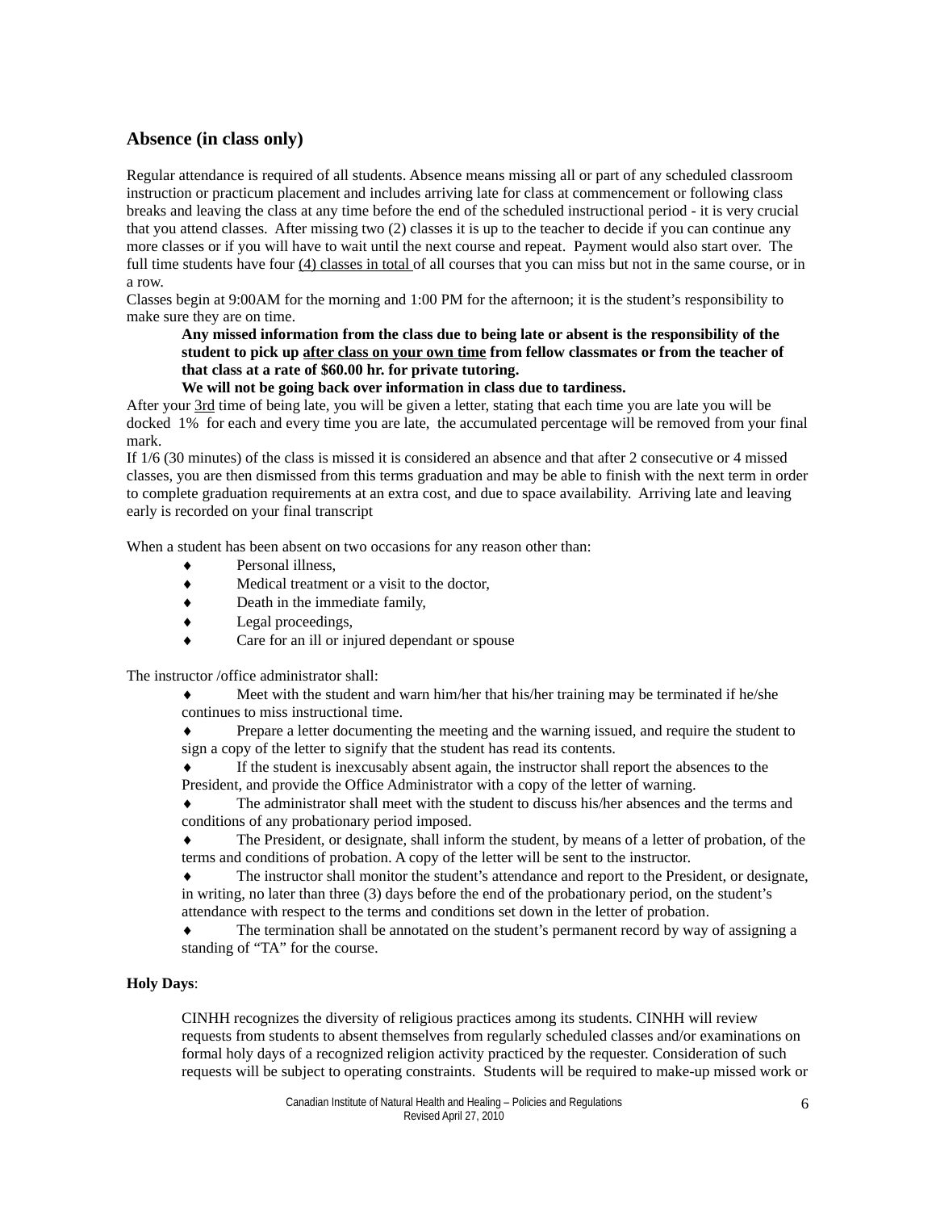## Absence (in class only)

Regular attendance is required of all students. Absence means missing all or part of any scheduled classroom instruction or practicum placement and includes arriving late for class at commencement or following class breaks and leaving the class at any time before the end of the scheduled instructional period - it is very crucial that you attend classes. After missing two (2) classes it is up to the teacher to decide if you can continue any more classes or if you will have to wait until the next course and repeat. Payment would also start over. The full time students have four (4) classes in total of all courses that you can miss but not in the same course, or in a row.

Classes begin at 9:00AM for the morning and 1:00 PM for the afternoon; it is the student's responsibility to make sure they are on time.

> **Any missed information from the class due to being late or absent is the responsibility of the student to pick up after class on your own time from fellow classmates or from the teacher of that class at a rate of $60.00 hr. for private tutoring.**
>
> **We will not be going back over information in class due to tardiness.**

After your 3rd time of being late, you will be given a letter, stating that each time you are late you will be docked 1% for each and every time you are late, the accumulated percentage will be removed from your final mark.

If 1/6 (30 minutes) of the class is missed it is considered an absence and that after 2 consecutive or 4 missed classes, you are then dismissed from this terms graduation and may be able to finish with the next term in order to complete graduation requirements at an extra cost, and due to space availability. Arriving late and leaving early is recorded on your final transcript

When a student has been absent on two occasions for any reason other than:

- Personal illness,
- Medical treatment or a visit to the doctor,
- Death in the immediate family,
- Legal proceedings,
- Care for an ill or injured dependant or spouse

The instructor /office administrator shall:

- Meet with the student and warn him/her that his/her training may be terminated if he/she continues to miss instructional time.
- Prepare a letter documenting the meeting and the warning issued, and require the student to sign a copy of the letter to signify that the student has read its contents.
- If the student is inexcusably absent again, the instructor shall report the absences to the President, and provide the Office Administrator with a copy of the letter of warning.
- The administrator shall meet with the student to discuss his/her absences and the terms and conditions of any probationary period imposed.
- The President, or designate, shall inform the student, by means of a letter of probation, of the terms and conditions of probation. A copy of the letter will be sent to the instructor.
- The instructor shall monitor the student's attendance and report to the President, or designate, in writing, no later than three (3) days before the end of the probationary period, on the student's attendance with respect to the terms and conditions set down in the letter of probation.
- The termination shall be annotated on the student's permanent record by way of assigning a standing of "TA" for the course.

**Holy Days**:

CINHH recognizes the diversity of religious practices among its students. CINHH will review requests from students to absent themselves from regularly scheduled classes and/or examinations on formal holy days of a recognized religion activity practiced by the requester. Consideration of such requests will be subject to operating constraints. Students will be required to make-up missed work or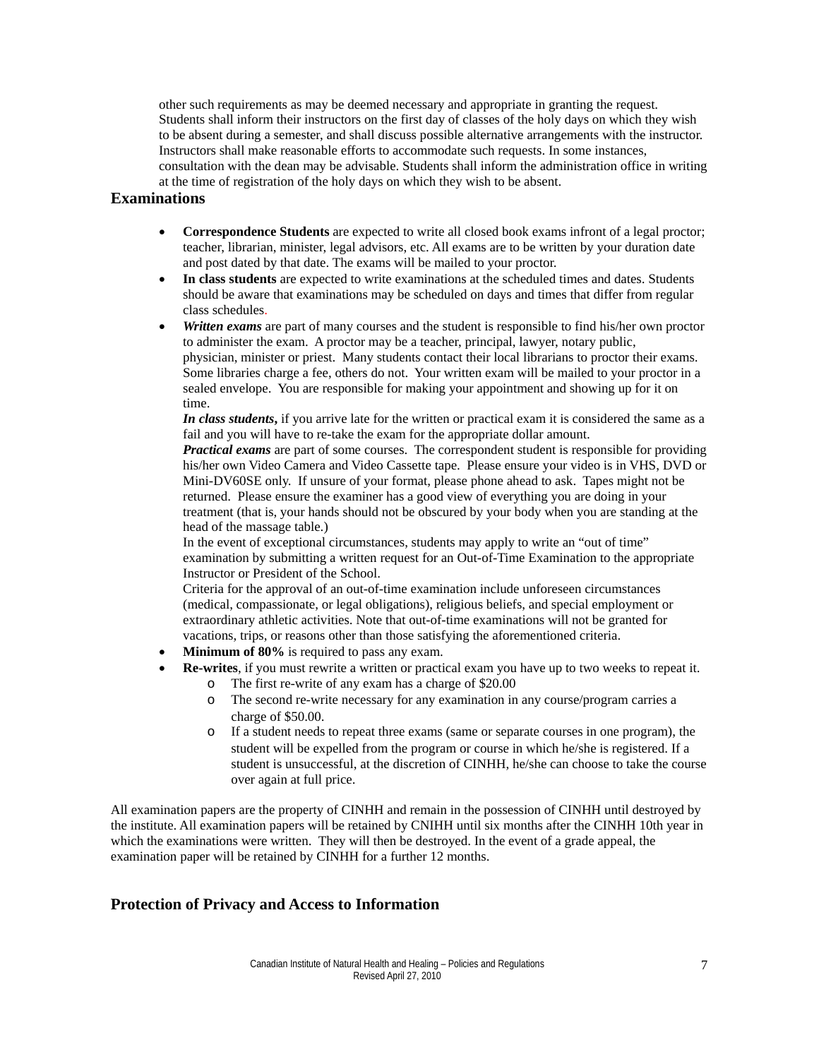other such requirements as may be deemed necessary and appropriate in granting the request. Students shall inform their instructors on the first day of classes of the holy days on which they wish to be absent during a semester, and shall discuss possible alternative arrangements with the instructor. Instructors shall make reasonable efforts to accommodate such requests. In some instances, consultation with the dean may be advisable. Students shall inform the administration office in writing at the time of registration of the holy days on which they wish to be absent.

## Examinations

- **Correspondence Students** are expected to write all closed book exams infront of a legal proctor; teacher, librarian, minister, legal advisors, etc. All exams are to be written by your duration date and post dated by that date. The exams will be mailed to your proctor.
- **In class students** are expected to write examinations at the scheduled times and dates. Students should be aware that examinations may be scheduled on days and times that differ from regular class schedules.
- ***Written exams*** are part of many courses and the student is responsible to find his/her own proctor to administer the exam. A proctor may be a teacher, principal, lawyer, notary public, physician, minister or priest. Many students contact their local librarians to proctor their exams. Some libraries charge a fee, others do not. Your written exam will be mailed to your proctor in a sealed envelope. You are responsible for making your appointment and showing up for it on time.

  ***In class students*,** if you arrive late for the written or practical exam it is considered the same as a fail and you will have to re-take the exam for the appropriate dollar amount.

  ***Practical exams*** are part of some courses. The correspondent student is responsible for providing his/her own Video Camera and Video Cassette tape. Please ensure your video is in VHS, DVD or Mini-DV60SE only. If unsure of your format, please phone ahead to ask. Tapes might not be returned. Please ensure the examiner has a good view of everything you are doing in your treatment (that is, your hands should not be obscured by your body when you are standing at the head of the massage table.)

  In the event of exceptional circumstances, students may apply to write an "out of time" examination by submitting a written request for an Out-of-Time Examination to the appropriate Instructor or President of the School.

  Criteria for the approval of an out-of-time examination include unforeseen circumstances (medical, compassionate, or legal obligations), religious beliefs, and special employment or extraordinary athletic activities. Note that out-of-time examinations will not be granted for vacations, trips, or reasons other than those satisfying the aforementioned criteria.
- **Minimum of 80%** is required to pass any exam.
- **Re-writes**, if you must rewrite a written or practical exam you have up to two weeks to repeat it.
  - The first re-write of any exam has a charge of $20.00
  - The second re-write necessary for any examination in any course/program carries a charge of $50.00.
  - If a student needs to repeat three exams (same or separate courses in one program), the student will be expelled from the program or course in which he/she is registered. If a student is unsuccessful, at the discretion of CINHH, he/she can choose to take the course over again at full price.

All examination papers are the property of CINHH and remain in the possession of CINHH until destroyed by the institute. All examination papers will be retained by CNIHH until six months after the CINHH 10th year in which the examinations were written. They will then be destroyed. In the event of a grade appeal, the examination paper will be retained by CINHH for a further 12 months.

## Protection of Privacy and Access to Information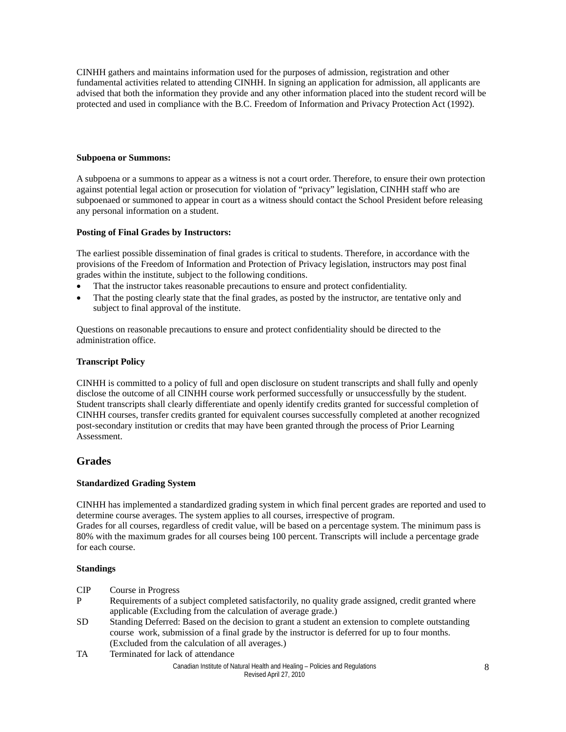CINHH gathers and maintains information used for the purposes of admission, registration and other fundamental activities related to attending CINHH. In signing an application for admission, all applicants are advised that both the information they provide and any other information placed into the student record will be protected and used in compliance with the B.C. Freedom of Information and Privacy Protection Act (1992).

**Subpoena or Summons:**

A subpoena or a summons to appear as a witness is not a court order. Therefore, to ensure their own protection against potential legal action or prosecution for violation of "privacy" legislation, CINHH staff who are subpoenaed or summoned to appear in court as a witness should contact the School President before releasing any personal information on a student.

**Posting of Final Grades by Instructors:**

The earliest possible dissemination of final grades is critical to students. Therefore, in accordance with the provisions of the Freedom of Information and Protection of Privacy legislation, instructors may post final grades within the institute, subject to the following conditions.

- That the instructor takes reasonable precautions to ensure and protect confidentiality.
- That the posting clearly state that the final grades, as posted by the instructor, are tentative only and subject to final approval of the institute.

Questions on reasonable precautions to ensure and protect confidentiality should be directed to the administration office.

**Transcript Policy**

CINHH is committed to a policy of full and open disclosure on student transcripts and shall fully and openly disclose the outcome of all CINHH course work performed successfully or unsuccessfully by the student. Student transcripts shall clearly differentiate and openly identify credits granted for successful completion of CINHH courses, transfer credits granted for equivalent courses successfully completed at another recognized post-secondary institution or credits that may have been granted through the process of Prior Learning Assessment.

## Grades

**Standardized Grading System**

CINHH has implemented a standardized grading system in which final percent grades are reported and used to determine course averages. The system applies to all courses, irrespective of program.
Grades for all courses, regardless of credit value, will be based on a percentage system. The minimum pass is 80% with the maximum grades for all courses being 100 percent. Transcripts will include a percentage grade for each course.

**Standings**

CIP Course in Progress
P Requirements of a subject completed satisfactorily, no quality grade assigned, credit granted where applicable (Excluding from the calculation of average grade.)
SD Standing Deferred: Based on the decision to grant a student an extension to complete outstanding course work, submission of a final grade by the instructor is deferred for up to four months. (Excluded from the calculation of all averages.)
TA Terminated for lack of attendance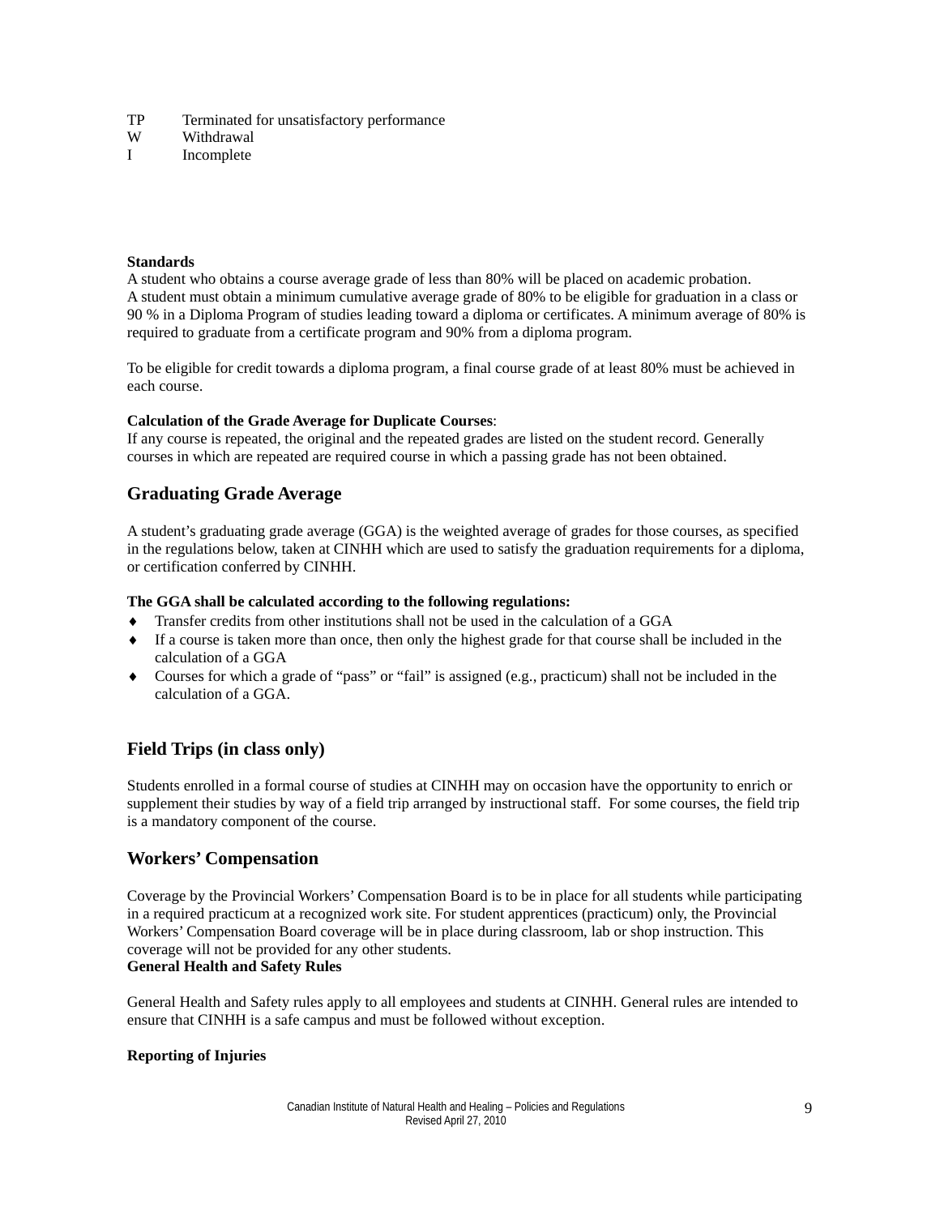TP Terminated for unsatisfactory performance
W Withdrawal
I Incomplete

**Standards**
A student who obtains a course average grade of less than 80% will be placed on academic probation.
A student must obtain a minimum cumulative average grade of 80% to be eligible for graduation in a class or 90 % in a Diploma Program of studies leading toward a diploma or certificates. A minimum average of 80% is required to graduate from a certificate program and 90% from a diploma program.

To be eligible for credit towards a diploma program, a final course grade of at least 80% must be achieved in each course.

**Calculation of the Grade Average for Duplicate Courses**:
If any course is repeated, the original and the repeated grades are listed on the student record. Generally courses in which are repeated are required course in which a passing grade has not been obtained.

## Graduating Grade Average

A student's graduating grade average (GGA) is the weighted average of grades for those courses, as specified in the regulations below, taken at CINHH which are used to satisfy the graduation requirements for a diploma, or certification conferred by CINHH.

**The GGA shall be calculated according to the following regulations:**

- Transfer credits from other institutions shall not be used in the calculation of a GGA
- If a course is taken more than once, then only the highest grade for that course shall be included in the calculation of a GGA
- Courses for which a grade of "pass" or "fail" is assigned (e.g., practicum) shall not be included in the calculation of a GGA.

## Field Trips (in class only)

Students enrolled in a formal course of studies at CINHH may on occasion have the opportunity to enrich or supplement their studies by way of a field trip arranged by instructional staff. For some courses, the field trip is a mandatory component of the course.

## Workers' Compensation

Coverage by the Provincial Workers' Compensation Board is to be in place for all students while participating in a required practicum at a recognized work site. For student apprentices (practicum) only, the Provincial Workers' Compensation Board coverage will be in place during classroom, lab or shop instruction. This coverage will not be provided for any other students.

**General Health and Safety Rules**

General Health and Safety rules apply to all employees and students at CINHH. General rules are intended to ensure that CINHH is a safe campus and must be followed without exception.

**Reporting of Injuries**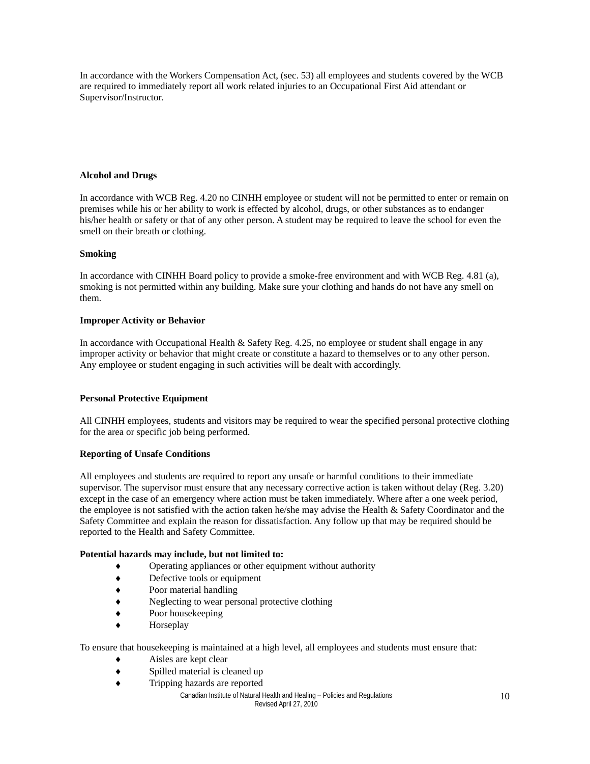In accordance with the Workers Compensation Act, (sec. 53) all employees and students covered by the WCB are required to immediately report all work related injuries to an Occupational First Aid attendant or Supervisor/Instructor.

**Alcohol and Drugs**

In accordance with WCB Reg. 4.20 no CINHH employee or student will not be permitted to enter or remain on premises while his or her ability to work is effected by alcohol, drugs, or other substances as to endanger his/her health or safety or that of any other person. A student may be required to leave the school for even the smell on their breath or clothing.

**Smoking**

In accordance with CINHH Board policy to provide a smoke-free environment and with WCB Reg. 4.81 (a), smoking is not permitted within any building. Make sure your clothing and hands do not have any smell on them.

**Improper Activity or Behavior**

In accordance with Occupational Health & Safety Reg. 4.25, no employee or student shall engage in any improper activity or behavior that might create or constitute a hazard to themselves or to any other person. Any employee or student engaging in such activities will be dealt with accordingly.

**Personal Protective Equipment**

All CINHH employees, students and visitors may be required to wear the specified personal protective clothing for the area or specific job being performed.

**Reporting of Unsafe Conditions**

All employees and students are required to report any unsafe or harmful conditions to their immediate supervisor. The supervisor must ensure that any necessary corrective action is taken without delay (Reg. 3.20) except in the case of an emergency where action must be taken immediately. Where after a one week period, the employee is not satisfied with the action taken he/she may advise the Health & Safety Coordinator and the Safety Committee and explain the reason for dissatisfaction. Any follow up that may be required should be reported to the Health and Safety Committee.

**Potential hazards may include, but not limited to:**

- Operating appliances or other equipment without authority
- Defective tools or equipment
- Poor material handling
- Neglecting to wear personal protective clothing
- Poor housekeeping
- Horseplay

To ensure that housekeeping is maintained at a high level, all employees and students must ensure that:

- Aisles are kept clear
- Spilled material is cleaned up
- Tripping hazards are reported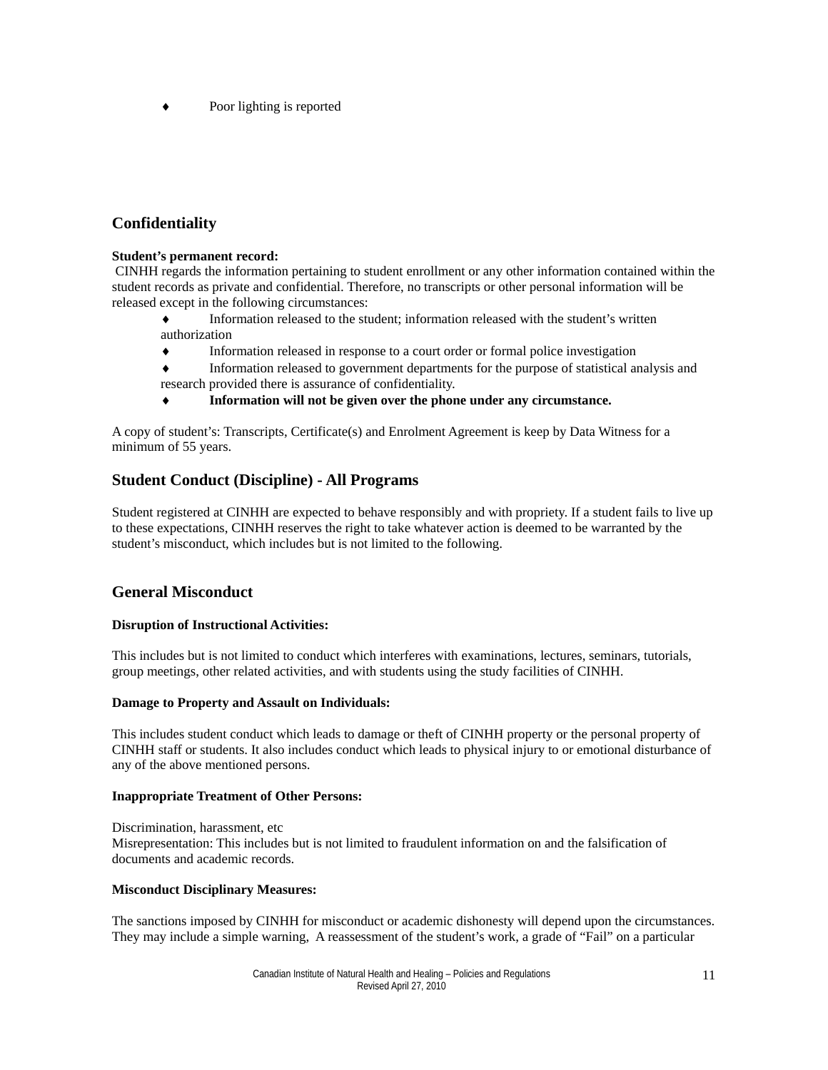- Poor lighting is reported

## Confidentiality

**Student's permanent record:**
CINHH regards the information pertaining to student enrollment or any other information contained within the student records as private and confidential. Therefore, no transcripts or other personal information will be released except in the following circumstances:

- Information released to the student; information released with the student's written authorization
- Information released in response to a court order or formal police investigation
- Information released to government departments for the purpose of statistical analysis and research provided there is assurance of confidentiality.
- **Information will not be given over the phone under any circumstance.**

A copy of student's: Transcripts, Certificate(s) and Enrolment Agreement is keep by Data Witness for a minimum of 55 years.

## Student Conduct (Discipline) - All Programs

Student registered at CINHH are expected to behave responsibly and with propriety. If a student fails to live up to these expectations, CINHH reserves the right to take whatever action is deemed to be warranted by the student's misconduct, which includes but is not limited to the following.

## General Misconduct

**Disruption of Instructional Activities:**

This includes but is not limited to conduct which interferes with examinations, lectures, seminars, tutorials, group meetings, other related activities, and with students using the study facilities of CINHH.

**Damage to Property and Assault on Individuals:**

This includes student conduct which leads to damage or theft of CINHH property or the personal property of CINHH staff or students. It also includes conduct which leads to physical injury to or emotional disturbance of any of the above mentioned persons.

**Inappropriate Treatment of Other Persons:**

Discrimination, harassment, etc
Misrepresentation: This includes but is not limited to fraudulent information on and the falsification of documents and academic records.

**Misconduct Disciplinary Measures:**

The sanctions imposed by CINHH for misconduct or academic dishonesty will depend upon the circumstances. They may include a simple warning, A reassessment of the student's work, a grade of "Fail" on a particular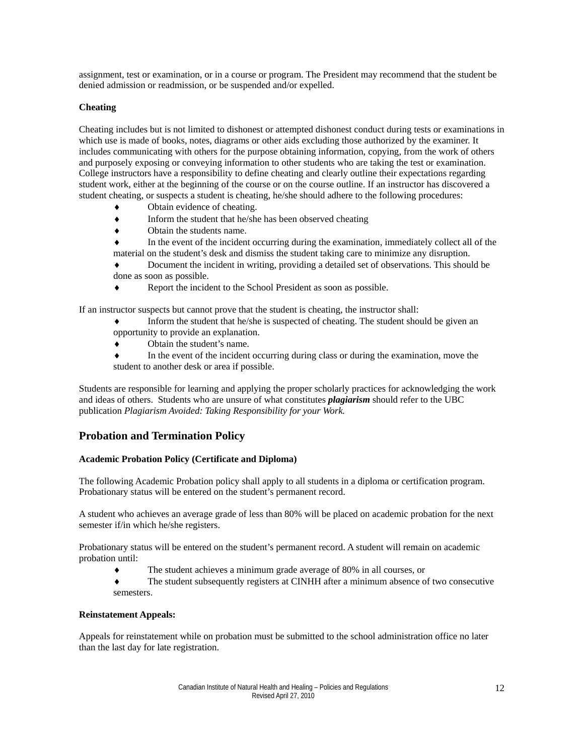assignment, test or examination, or in a course or program. The President may recommend that the student be denied admission or readmission, or be suspended and/or expelled.

**Cheating**

Cheating includes but is not limited to dishonest or attempted dishonest conduct during tests or examinations in which use is made of books, notes, diagrams or other aids excluding those authorized by the examiner. It includes communicating with others for the purpose obtaining information, copying, from the work of others and purposely exposing or conveying information to other students who are taking the test or examination. College instructors have a responsibility to define cheating and clearly outline their expectations regarding student work, either at the beginning of the course or on the course outline. If an instructor has discovered a student cheating, or suspects a student is cheating, he/she should adhere to the following procedures:

- Obtain evidence of cheating.
- Inform the student that he/she has been observed cheating
- Obtain the students name.
- In the event of the incident occurring during the examination, immediately collect all of the material on the student's desk and dismiss the student taking care to minimize any disruption.
- Document the incident in writing, providing a detailed set of observations. This should be done as soon as possible.
- Report the incident to the School President as soon as possible.

If an instructor suspects but cannot prove that the student is cheating, the instructor shall:

- Inform the student that he/she is suspected of cheating. The student should be given an opportunity to provide an explanation.
- Obtain the student's name.
- In the event of the incident occurring during class or during the examination, move the student to another desk or area if possible.

Students are responsible for learning and applying the proper scholarly practices for acknowledging the work and ideas of others. Students who are unsure of what constitutes ***plagiarism*** should refer to the UBC publication *Plagiarism Avoided: Taking Responsibility for your Work.*

## Probation and Termination Policy

**Academic Probation Policy (Certificate and Diploma)**

The following Academic Probation policy shall apply to all students in a diploma or certification program. Probationary status will be entered on the student's permanent record.

A student who achieves an average grade of less than 80% will be placed on academic probation for the next semester if/in which he/she registers.

Probationary status will be entered on the student's permanent record. A student will remain on academic probation until:

- The student achieves a minimum grade average of 80% in all courses, or
- The student subsequently registers at CINHH after a minimum absence of two consecutive semesters.

**Reinstatement Appeals:**

Appeals for reinstatement while on probation must be submitted to the school administration office no later than the last day for late registration.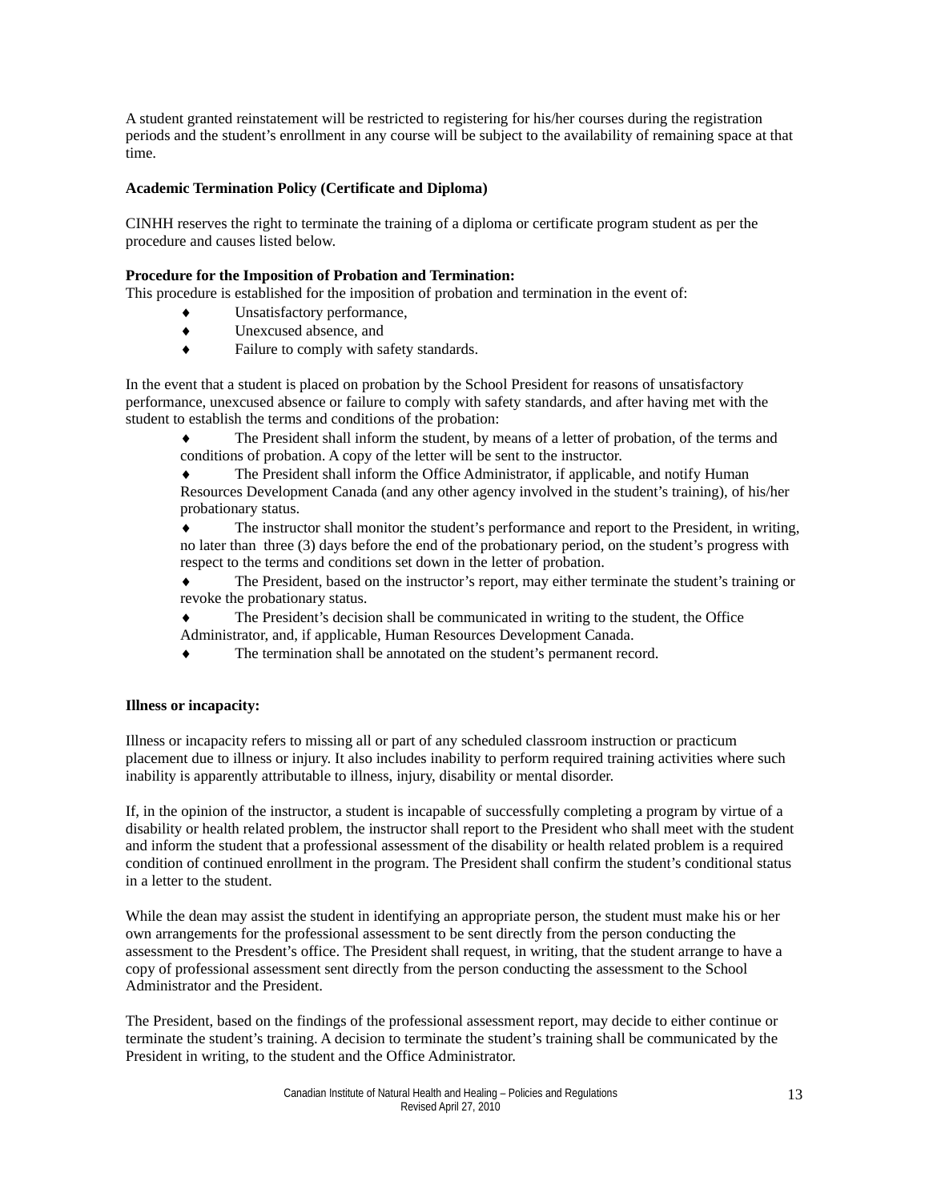A student granted reinstatement will be restricted to registering for his/her courses during the registration periods and the student's enrollment in any course will be subject to the availability of remaining space at that time.

**Academic Termination Policy (Certificate and Diploma)**

CINHH reserves the right to terminate the training of a diploma or certificate program student as per the procedure and causes listed below.

**Procedure for the Imposition of Probation and Termination:**
This procedure is established for the imposition of probation and termination in the event of:

- Unsatisfactory performance,
- Unexcused absence, and
- Failure to comply with safety standards.

In the event that a student is placed on probation by the School President for reasons of unsatisfactory performance, unexcused absence or failure to comply with safety standards, and after having met with the student to establish the terms and conditions of the probation:

- The President shall inform the student, by means of a letter of probation, of the terms and conditions of probation. A copy of the letter will be sent to the instructor.
- The President shall inform the Office Administrator, if applicable, and notify Human Resources Development Canada (and any other agency involved in the student's training), of his/her probationary status.
- The instructor shall monitor the student's performance and report to the President, in writing, no later than three (3) days before the end of the probationary period, on the student's progress with respect to the terms and conditions set down in the letter of probation.
- The President, based on the instructor's report, may either terminate the student's training or revoke the probationary status.
- The President's decision shall be communicated in writing to the student, the Office Administrator, and, if applicable, Human Resources Development Canada.
- The termination shall be annotated on the student's permanent record.

**Illness or incapacity:**

Illness or incapacity refers to missing all or part of any scheduled classroom instruction or practicum placement due to illness or injury. It also includes inability to perform required training activities where such inability is apparently attributable to illness, injury, disability or mental disorder.

If, in the opinion of the instructor, a student is incapable of successfully completing a program by virtue of a disability or health related problem, the instructor shall report to the President who shall meet with the student and inform the student that a professional assessment of the disability or health related problem is a required condition of continued enrollment in the program. The President shall confirm the student's conditional status in a letter to the student.

While the dean may assist the student in identifying an appropriate person, the student must make his or her own arrangements for the professional assessment to be sent directly from the person conducting the assessment to the Presdent's office. The President shall request, in writing, that the student arrange to have a copy of professional assessment sent directly from the person conducting the assessment to the School Administrator and the President.

The President, based on the findings of the professional assessment report, may decide to either continue or terminate the student's training. A decision to terminate the student's training shall be communicated by the President in writing, to the student and the Office Administrator.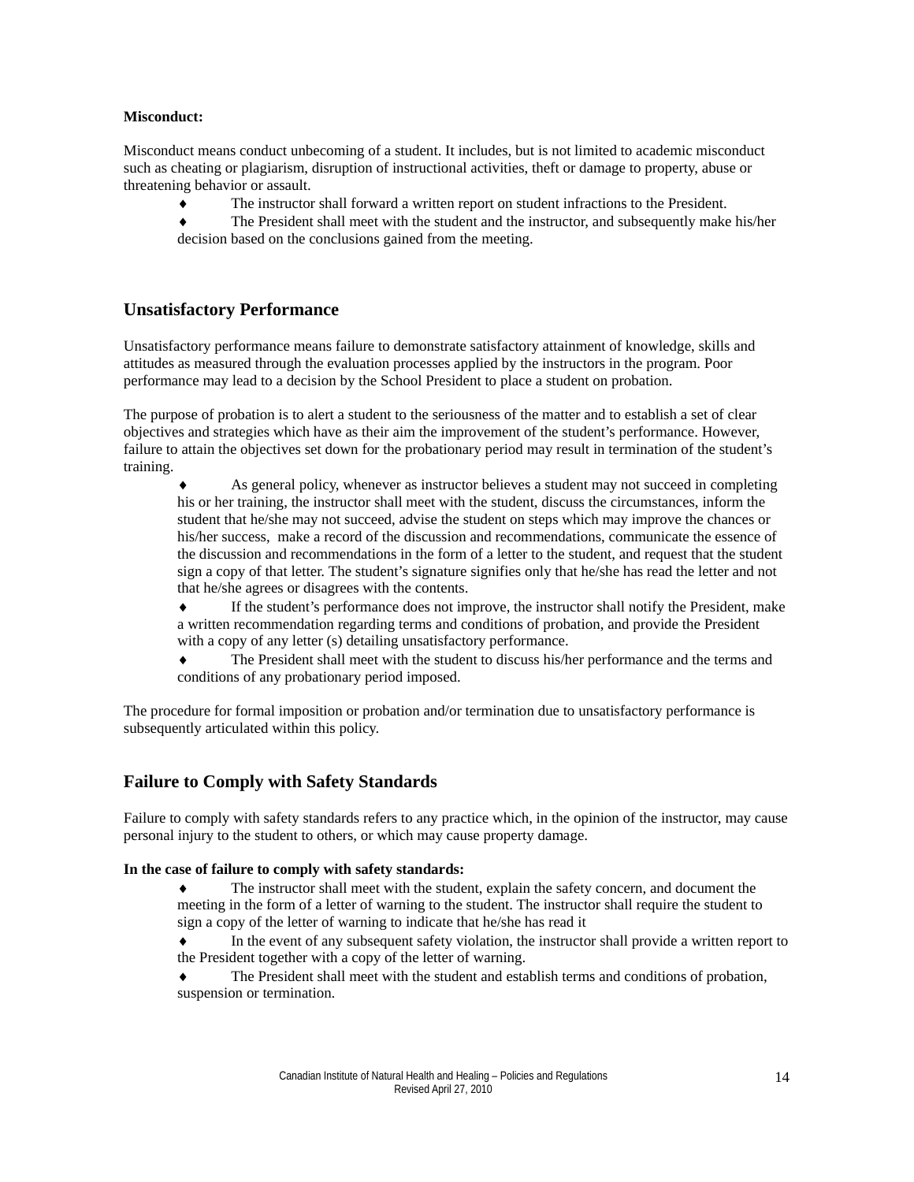**Misconduct:**

Misconduct means conduct unbecoming of a student. It includes, but is not limited to academic misconduct such as cheating or plagiarism, disruption of instructional activities, theft or damage to property, abuse or threatening behavior or assault.

- The instructor shall forward a written report on student infractions to the President.
- The President shall meet with the student and the instructor, and subsequently make his/her decision based on the conclusions gained from the meeting.

## Unsatisfactory Performance

Unsatisfactory performance means failure to demonstrate satisfactory attainment of knowledge, skills and attitudes as measured through the evaluation processes applied by the instructors in the program. Poor performance may lead to a decision by the School President to place a student on probation.

The purpose of probation is to alert a student to the seriousness of the matter and to establish a set of clear objectives and strategies which have as their aim the improvement of the student's performance. However, failure to attain the objectives set down for the probationary period may result in termination of the student's training.

- As general policy, whenever as instructor believes a student may not succeed in completing his or her training, the instructor shall meet with the student, discuss the circumstances, inform the student that he/she may not succeed, advise the student on steps which may improve the chances or his/her success, make a record of the discussion and recommendations, communicate the essence of the discussion and recommendations in the form of a letter to the student, and request that the student sign a copy of that letter. The student's signature signifies only that he/she has read the letter and not that he/she agrees or disagrees with the contents.
- If the student's performance does not improve, the instructor shall notify the President, make a written recommendation regarding terms and conditions of probation, and provide the President with a copy of any letter (s) detailing unsatisfactory performance.
- The President shall meet with the student to discuss his/her performance and the terms and conditions of any probationary period imposed.

The procedure for formal imposition or probation and/or termination due to unsatisfactory performance is subsequently articulated within this policy.

## Failure to Comply with Safety Standards

Failure to comply with safety standards refers to any practice which, in the opinion of the instructor, may cause personal injury to the student to others, or which may cause property damage.

**In the case of failure to comply with safety standards:**

- The instructor shall meet with the student, explain the safety concern, and document the meeting in the form of a letter of warning to the student. The instructor shall require the student to sign a copy of the letter of warning to indicate that he/she has read it
- In the event of any subsequent safety violation, the instructor shall provide a written report to the President together with a copy of the letter of warning.
- The President shall meet with the student and establish terms and conditions of probation, suspension or termination.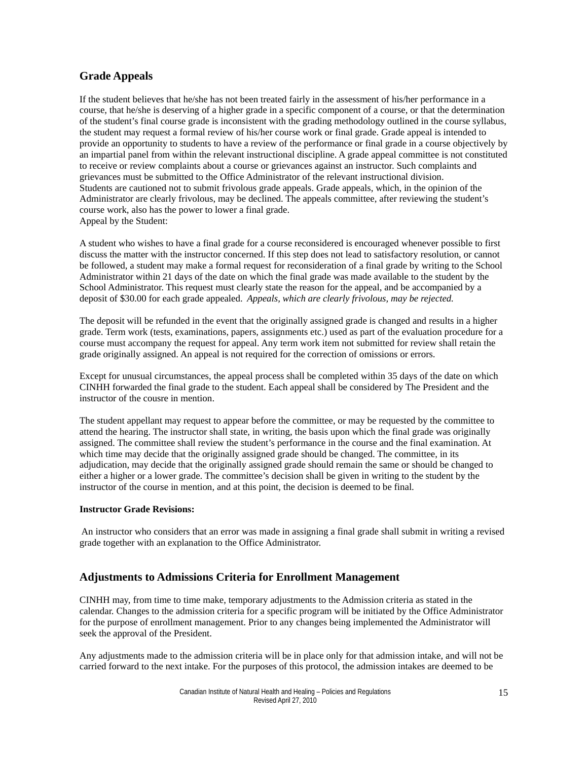## Grade Appeals

If the student believes that he/she has not been treated fairly in the assessment of his/her performance in a course, that he/she is deserving of a higher grade in a specific component of a course, or that the determination of the student's final course grade is inconsistent with the grading methodology outlined in the course syllabus, the student may request a formal review of his/her course work or final grade. Grade appeal is intended to provide an opportunity to students to have a review of the performance or final grade in a course objectively by an impartial panel from within the relevant instructional discipline. A grade appeal committee is not constituted to receive or review complaints about a course or grievances against an instructor. Such complaints and grievances must be submitted to the Office Administrator of the relevant instructional division.
Students are cautioned not to submit frivolous grade appeals. Grade appeals, which, in the opinion of the Administrator are clearly frivolous, may be declined. The appeals committee, after reviewing the student's course work, also has the power to lower a final grade.
Appeal by the Student:

A student who wishes to have a final grade for a course reconsidered is encouraged whenever possible to first discuss the matter with the instructor concerned. If this step does not lead to satisfactory resolution, or cannot be followed, a student may make a formal request for reconsideration of a final grade by writing to the School Administrator within 21 days of the date on which the final grade was made available to the student by the School Administrator. This request must clearly state the reason for the appeal, and be accompanied by a deposit of $30.00 for each grade appealed. *Appeals, which are clearly frivolous, may be rejected.*

The deposit will be refunded in the event that the originally assigned grade is changed and results in a higher grade. Term work (tests, examinations, papers, assignments etc.) used as part of the evaluation procedure for a course must accompany the request for appeal. Any term work item not submitted for review shall retain the grade originally assigned. An appeal is not required for the correction of omissions or errors.

Except for unusual circumstances, the appeal process shall be completed within 35 days of the date on which CINHH forwarded the final grade to the student. Each appeal shall be considered by The President and the instructor of the cousre in mention.

The student appellant may request to appear before the committee, or may be requested by the committee to attend the hearing. The instructor shall state, in writing, the basis upon which the final grade was originally assigned. The committee shall review the student's performance in the course and the final examination. At which time may decide that the originally assigned grade should be changed. The committee, in its adjudication, may decide that the originally assigned grade should remain the same or should be changed to either a higher or a lower grade. The committee's decision shall be given in writing to the student by the instructor of the course in mention, and at this point, the decision is deemed to be final.

**Instructor Grade Revisions:**

An instructor who considers that an error was made in assigning a final grade shall submit in writing a revised grade together with an explanation to the Office Administrator.

## Adjustments to Admissions Criteria for Enrollment Management

CINHH may, from time to time make, temporary adjustments to the Admission criteria as stated in the calendar. Changes to the admission criteria for a specific program will be initiated by the Office Administrator for the purpose of enrollment management. Prior to any changes being implemented the Administrator will seek the approval of the President.

Any adjustments made to the admission criteria will be in place only for that admission intake, and will not be carried forward to the next intake. For the purposes of this protocol, the admission intakes are deemed to be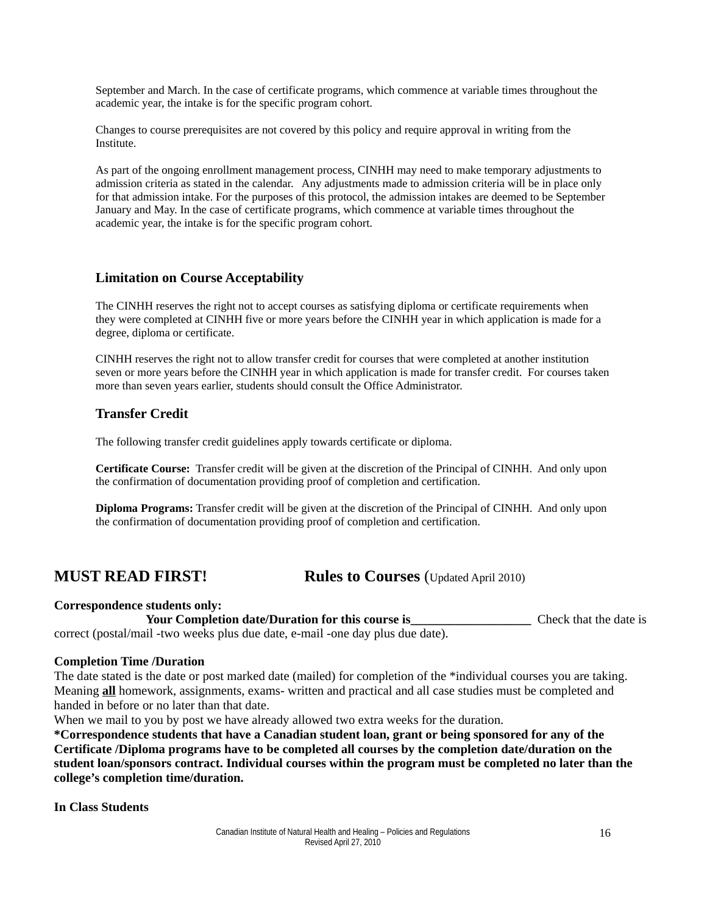September and March. In the case of certificate programs, which commence at variable times throughout the academic year, the intake is for the specific program cohort.

Changes to course prerequisites are not covered by this policy and require approval in writing from the Institute.

As part of the ongoing enrollment management process, CINHH may need to make temporary adjustments to admission criteria as stated in the calendar. Any adjustments made to admission criteria will be in place only for that admission intake. For the purposes of this protocol, the admission intakes are deemed to be September January and May. In the case of certificate programs, which commence at variable times throughout the academic year, the intake is for the specific program cohort.

### Limitation on Course Acceptability

The CINHH reserves the right not to accept courses as satisfying diploma or certificate requirements when they were completed at CINHH five or more years before the CINHH year in which application is made for a degree, diploma or certificate.

CINHH reserves the right not to allow transfer credit for courses that were completed at another institution seven or more years before the CINHH year in which application is made for transfer credit. For courses taken more than seven years earlier, students should consult the Office Administrator.

### Transfer Credit

The following transfer credit guidelines apply towards certificate or diploma.

**Certificate Course:** Transfer credit will be given at the discretion of the Principal of CINHH. And only upon the confirmation of documentation providing proof of completion and certification.

**Diploma Programs:** Transfer credit will be given at the discretion of the Principal of CINHH. And only upon the confirmation of documentation providing proof of completion and certification.

## MUST READ FIRST! Rules to Courses (Updated April 2010)

**Correspondence students only:**

**Your Completion date/Duration for this course is___________________** Check that the date is correct (postal/mail -two weeks plus due date, e-mail -one day plus due date).

**Completion Time /Duration**

The date stated is the date or post marked date (mailed) for completion of the *individual courses you are taking. Meaning **all** homework, assignments, exams- written and practical and all case studies must be completed and handed in before or no later than that date.

When we mail to you by post we have already allowed two extra weeks for the duration.

**\*Correspondence students that have a Canadian student loan, grant or being sponsored for any of the Certificate /Diploma programs have to be completed all courses by the completion date/duration on the student loan/sponsors contract. Individual courses within the program must be completed no later than the college's completion time/duration.**

**In Class Students**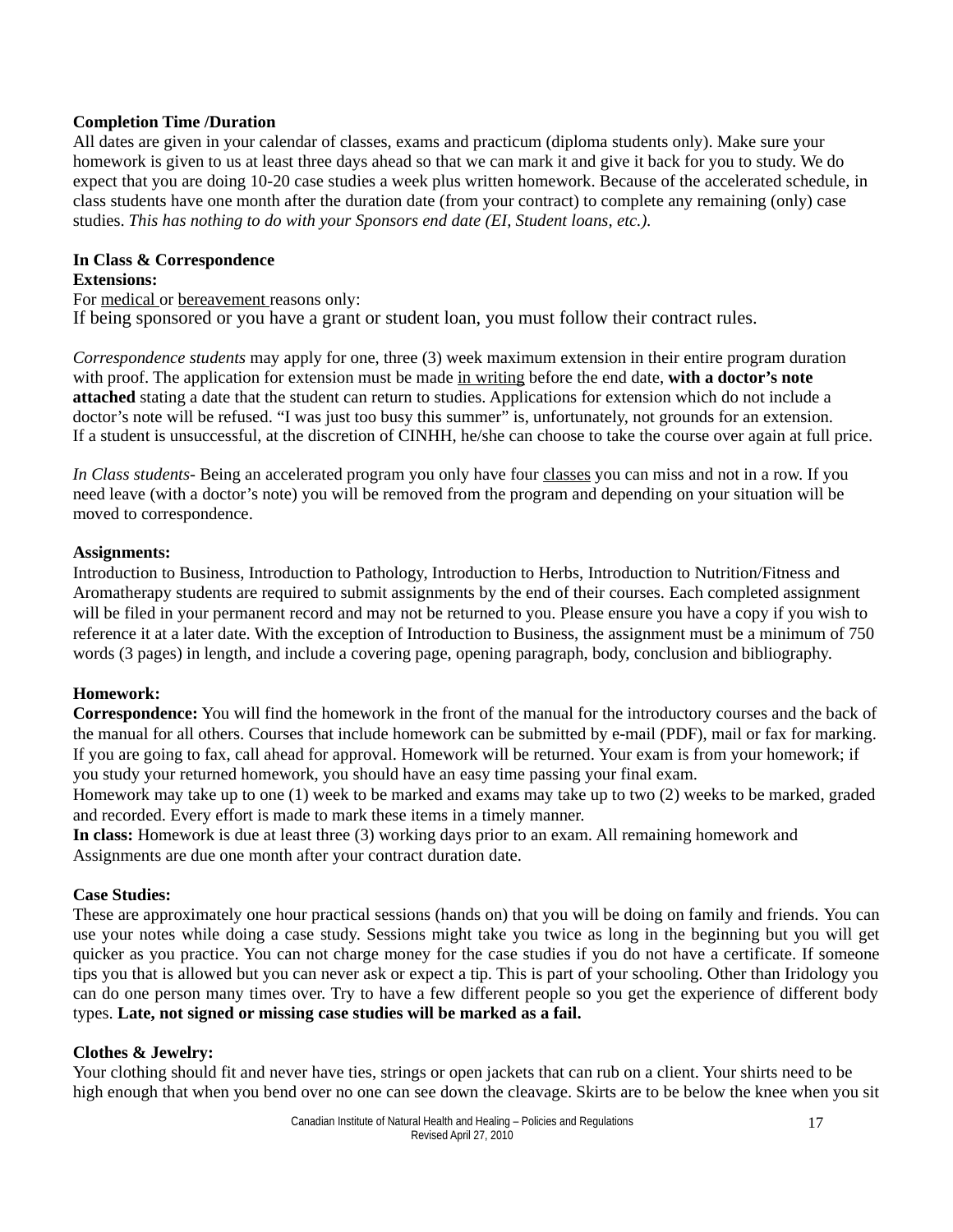**Completion Time /Duration**

All dates are given in your calendar of classes, exams and practicum (diploma students only). Make sure your homework is given to us at least three days ahead so that we can mark it and give it back for you to study. We do expect that you are doing 10-20 case studies a week plus written homework. Because of the accelerated schedule, in class students have one month after the duration date (from your contract) to complete any remaining (only) case studies. *This has nothing to do with your Sponsors end date (EI, Student loans, etc.).*

**In Class & Correspondence**

**Extensions:**

For medical or bereavement reasons only:

If being sponsored or you have a grant or student loan, you must follow their contract rules.

*Correspondence students* may apply for one, three (3) week maximum extension in their entire program duration with proof. The application for extension must be made in writing before the end date, **with a doctor's note attached** stating a date that the student can return to studies. Applications for extension which do not include a doctor's note will be refused. "I was just too busy this summer" is, unfortunately, not grounds for an extension. If a student is unsuccessful, at the discretion of CINHH, he/she can choose to take the course over again at full price.

*In Class students*- Being an accelerated program you only have four classes you can miss and not in a row. If you need leave (with a doctor's note) you will be removed from the program and depending on your situation will be moved to correspondence.

**Assignments:**

Introduction to Business, Introduction to Pathology, Introduction to Herbs, Introduction to Nutrition/Fitness and Aromatherapy students are required to submit assignments by the end of their courses. Each completed assignment will be filed in your permanent record and may not be returned to you. Please ensure you have a copy if you wish to reference it at a later date. With the exception of Introduction to Business, the assignment must be a minimum of 750 words (3 pages) in length, and include a covering page, opening paragraph, body, conclusion and bibliography.

**Homework:**

**Correspondence:** You will find the homework in the front of the manual for the introductory courses and the back of the manual for all others. Courses that include homework can be submitted by e-mail (PDF), mail or fax for marking. If you are going to fax, call ahead for approval. Homework will be returned. Your exam is from your homework; if you study your returned homework, you should have an easy time passing your final exam.

Homework may take up to one (1) week to be marked and exams may take up to two (2) weeks to be marked, graded and recorded. Every effort is made to mark these items in a timely manner.

**In class:** Homework is due at least three (3) working days prior to an exam. All remaining homework and Assignments are due one month after your contract duration date.

**Case Studies:**

These are approximately one hour practical sessions (hands on) that you will be doing on family and friends. You can use your notes while doing a case study. Sessions might take you twice as long in the beginning but you will get quicker as you practice. You can not charge money for the case studies if you do not have a certificate. If someone tips you that is allowed but you can never ask or expect a tip. This is part of your schooling. Other than Iridology you can do one person many times over. Try to have a few different people so you get the experience of different body types. **Late, not signed or missing case studies will be marked as a fail.**

**Clothes & Jewelry:**

Your clothing should fit and never have ties, strings or open jackets that can rub on a client. Your shirts need to be high enough that when you bend over no one can see down the cleavage. Skirts are to be below the knee when you sit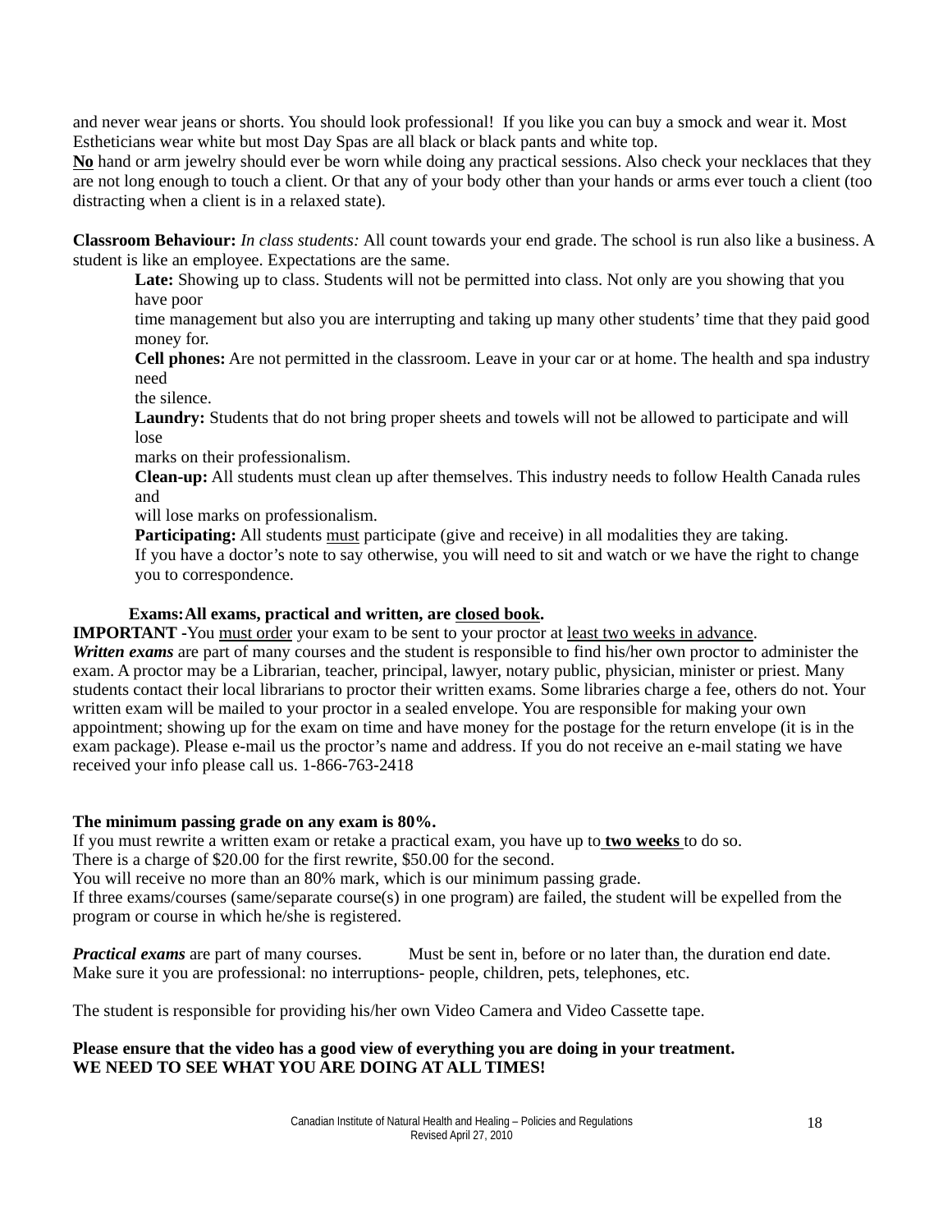and never wear jeans or shorts. You should look professional! If you like you can buy a smock and wear it. Most Estheticians wear white but most Day Spas are all black or black pants and white top.

<u>**No**</u> hand or arm jewelry should ever be worn while doing any practical sessions. Also check your necklaces that they are not long enough to touch a client. Or that any of your body other than your hands or arms ever touch a client (too distracting when a client is in a relaxed state).

**Classroom Behaviour:** *In class students:* All count towards your end grade. The school is run also like a business. A student is like an employee. Expectations are the same.

**Late:** Showing up to class. Students will not be permitted into class. Not only are you showing that you have poor time management but also you are interrupting and taking up many other students' time that they paid good money for.

**Cell phones:** Are not permitted in the classroom. Leave in your car or at home. The health and spa industry need the silence.

**Laundry:** Students that do not bring proper sheets and towels will not be allowed to participate and will lose marks on their professionalism.

**Clean-up:** All students must clean up after themselves. This industry needs to follow Health Canada rules and will lose marks on professionalism.

**Participating:** All students <u>must</u> participate (give and receive) in all modalities they are taking. If you have a doctor's note to say otherwise, you will need to sit and watch or we have the right to change you to correspondence.

**Exams: All exams, practical and written, are <u>closed book</u>.**

**IMPORTANT -**You <u>must order</u> your exam to be sent to your proctor at <u>least two weeks in advance</u>.

***Written exams*** are part of many courses and the student is responsible to find his/her own proctor to administer the exam. A proctor may be a Librarian, teacher, principal, lawyer, notary public, physician, minister or priest. Many students contact their local librarians to proctor their written exams. Some libraries charge a fee, others do not. Your written exam will be mailed to your proctor in a sealed envelope. You are responsible for making your own appointment; showing up for the exam on time and have money for the postage for the return envelope (it is in the exam package). Please e-mail us the proctor's name and address. If you do not receive an e-mail stating we have received your info please call us. 1-866-763-2418

**The minimum passing grade on any exam is 80%.**

If you must rewrite a written exam or retake a practical exam, you have up to <u>**two weeks**</u> to do so.

There is a charge of $20.00 for the first rewrite, $50.00 for the second.

You will receive no more than an 80% mark, which is our minimum passing grade.

If three exams/courses (same/separate course(s) in one program) are failed, the student will be expelled from the program or course in which he/she is registered.

***Practical exams*** are part of many courses. Must be sent in, before or no later than, the duration end date. Make sure it you are professional: no interruptions- people, children, pets, telephones, etc.

The student is responsible for providing his/her own Video Camera and Video Cassette tape.

**Please ensure that the video has a good view of everything you are doing in your treatment.**
**WE NEED TO SEE WHAT YOU ARE DOING AT ALL TIMES!**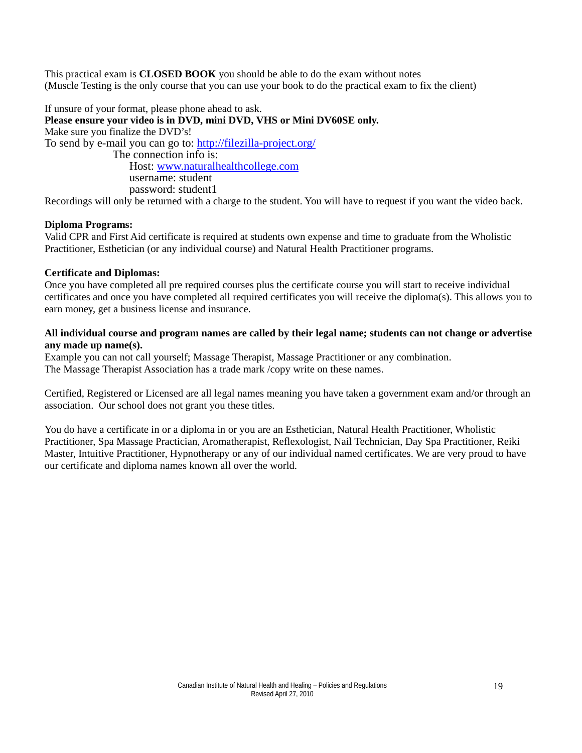This practical exam is **CLOSED BOOK** you should be able to do the exam without notes
(Muscle Testing is the only course that you can use your book to do the practical exam to fix the client)

If unsure of your format, please phone ahead to ask.
**Please ensure your video is in DVD, mini DVD, VHS or Mini DV60SE only.**
Make sure you finalize the DVD's!
To send by e-mail you can go to: [http://filezilla-project.org/](http://filezilla-project.org/)

The connection info is:

Host: [www.naturalhealthcollege.com](www.naturalhealthcollege.com)
username: student
password: student1

Recordings will only be returned with a charge to the student. You will have to request if you want the video back.

**Diploma Programs:**
Valid CPR and First Aid certificate is required at students own expense and time to graduate from the Wholistic Practitioner, Esthetician (or any individual course) and Natural Health Practitioner programs.

**Certificate and Diplomas:**
Once you have completed all pre required courses plus the certificate course you will start to receive individual certificates and once you have completed all required certificates you will receive the diploma(s). This allows you to earn money, get a business license and insurance.

**All individual course and program names are called by their legal name; students can not change or advertise any made up name(s).**
Example you can not call yourself; Massage Therapist, Massage Practitioner or any combination.
The Massage Therapist Association has a trade mark /copy write on these names.

Certified, Registered or Licensed are all legal names meaning you have taken a government exam and/or through an association. Our school does not grant you these titles.

<u>You do have</u> a certificate in or a diploma in or you are an Esthetician, Natural Health Practitioner, Wholistic Practitioner, Spa Massage Practician, Aromatherapist, Reflexologist, Nail Technician, Day Spa Practitioner, Reiki Master, Intuitive Practitioner, Hypnotherapy or any of our individual named certificates. We are very proud to have our certificate and diploma names known all over the world.